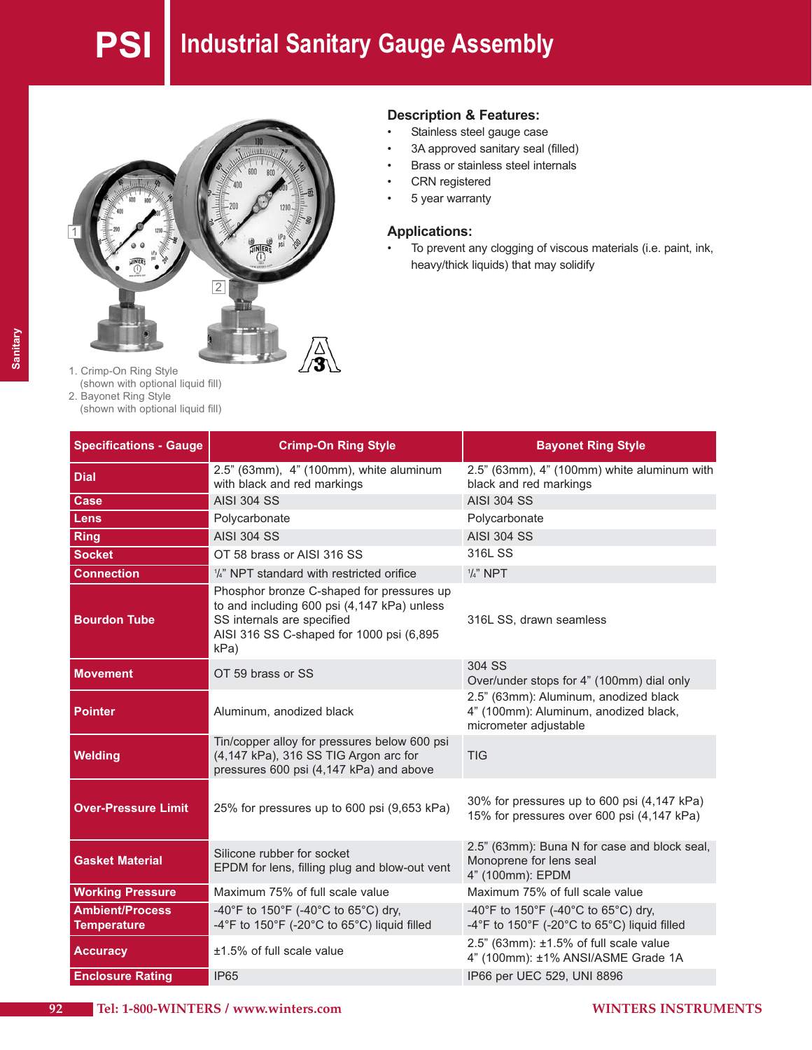# PSI Industrial Sanitary Gauge Assembly

## Description & Features:

- Stainless steel gauge case
- 3A approved sanitary seal (filled)
- Brass or stainless steel internals
- CRN registered
- 5 year warranty

## Applications:

- To prevent any clogging of viscous materials (i.e. paint, ink, heavy/thick liquids) that may solidify

1. Crimp-On Ring Style
   (shown with optional liquid fill)
2. Bayonet Ring Style
   (shown with optional liquid fill)

| Specifications - Gauge | Crimp-On Ring Style | Bayonet Ring Style |
|---|---|---|
| Dial | 2.5" (63mm), 4" (100mm), white aluminum with black and red markings | 2.5" (63mm), 4" (100mm) white aluminum with black and red markings |
| Case | AISI 304 SS | AISI 304 SS |
| Lens | Polycarbonate | Polycarbonate |
| Ring | AISI 304 SS | AISI 304 SS |
| Socket | OT 58 brass or AISI 316 SS | 316L SS |
| Connection | ¼" NPT standard with restricted orifice | ¼" NPT |
| Bourdon Tube | Phosphor bronze C-shaped for pressures up to and including 600 psi (4,147 kPa) unless SS internals are specified<br>AISI 316 SS C-shaped for 1000 psi (6,895 kPa) | 316L SS, drawn seamless |
| Movement | OT 59 brass or SS | 304 SS<br>Over/under stops for 4" (100mm) dial only |
| Pointer | Aluminum, anodized black | 2.5" (63mm): Aluminum, anodized black<br>4" (100mm): Aluminum, anodized black, micrometer adjustable |
| Welding | Tin/copper alloy for pressures below 600 psi (4,147 kPa), 316 SS TIG Argon arc for pressures 600 psi (4,147 kPa) and above | TIG |
| Over-Pressure Limit | 25% for pressures up to 600 psi (9,653 kPa) | 30% for pressures up to 600 psi (4,147 kPa)<br>15% for pressures over 600 psi (4,147 kPa) |
| Gasket Material | Silicone rubber for socket<br>EPDM for lens, filling plug and blow-out vent | 2.5" (63mm): Buna N for case and block seal, Monoprene for lens seal<br>4" (100mm): EPDM |
| Working Pressure | Maximum 75% of full scale value | Maximum 75% of full scale value |
| Ambient/Process Temperature | -40°F to 150°F (-40°C to 65°C) dry,<br>-4°F to 150°F (-20°C to 65°C) liquid filled | -40°F to 150°F (-40°C to 65°C) dry,<br>-4°F to 150°F (-20°C to 65°C) liquid filled |
| Accuracy | ±1.5% of full scale value | 2.5" (63mm): ±1.5% of full scale value<br>4" (100mm): ±1% ANSI/ASME Grade 1A |
| Enclosure Rating | IP65 | IP66 per UEC 529, UNI 8896 |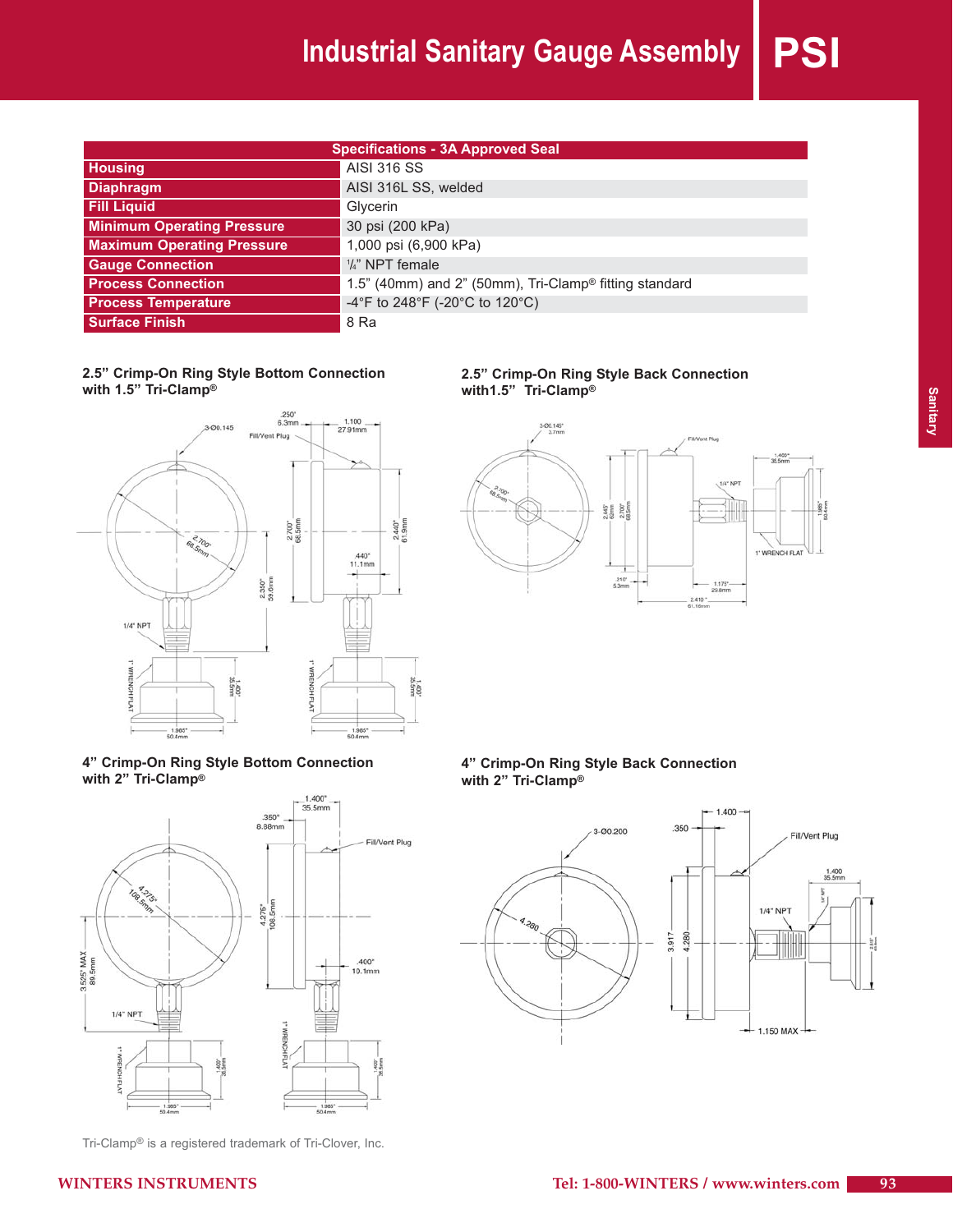# Industrial Sanitary Gauge Assembly

## PSI

| Specifications - 3A Approved Seal | |
|---|---|
| **Housing** | AISI 316 SS |
| **Diaphragm** | AISI 316L SS, welded |
| **Fill Liquid** | Glycerin |
| **Minimum Operating Pressure** | 30 psi (200 kPa) |
| **Maximum Operating Pressure** | 1,000 psi (6,900 kPa) |
| **Gauge Connection** | ¼" NPT female |
| **Process Connection** | 1.5" (40mm) and 2" (50mm), Tri-Clamp® fitting standard |
| **Process Temperature** | -4°F to 248°F (-20°C to 120°C) |
| **Surface Finish** | 8 Ra |

**2.5" Crimp-On Ring Style Bottom Connection with 1.5" Tri-Clamp®**

**2.5" Crimp-On Ring Style Back Connection with1.5" Tri-Clamp®**

**4" Crimp-On Ring Style Bottom Connection with 2" Tri-Clamp®**

**4" Crimp-On Ring Style Back Connection with 2" Tri-Clamp®**

Tri-Clamp® is a registered trademark of Tri-Clover, Inc.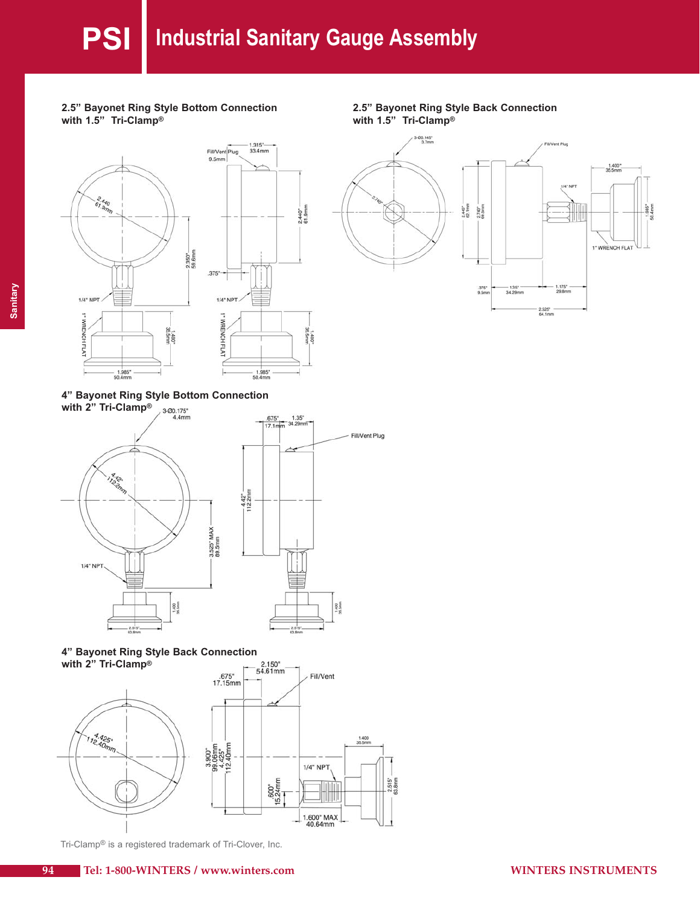# PSI Industrial Sanitary Gauge Assembly

## 2.5" Bayonet Ring Style Bottom Connection with 1.5" Tri-Clamp®

Fill/Vent Plug 9.5mm

1.315" 33.4mm

2.440 61.9mm

2.440" 61.9mm

2.350" 59.6mm

.375"

1/4" NPT

1" WRENCH FLAT

1.400" 35.5mm

1.985" 50.4mm

## 2.5" Bayonet Ring Style Back Connection with 1.5" Tri-Clamp®

3-Ø0.145" 3.7mm

Fill/Vent Plug

2.740"

2.445" 62.1mm

2.740" 69.5mm

1/4" NPT

1.400" 35.5mm

1.985" 50.4mm

1" WRENCH FLAT

.376" 9.5mm

1.35" 34.29mm

1.175" 29.8mm

2.525" 64.1mm

## 4" Bayonet Ring Style Bottom Connection with 2" Tri-Clamp®

3-Ø0.175" 4.4mm

.675" 17.1mm

1.35" 34.29mm

Fill/Vent Plug

4.42" 112.2mm

4.42" 112.2mm

3.525" MAX 89.5mm

1/4" NPT

1.400 35.5mm

2.515" 63.8mm

## 4" Bayonet Ring Style Back Connection with 2" Tri-Clamp®

.675" 17.15mm

2.150" 54.61mm

Fill/Vent

4.425" 112.40mm

3.900" 99.06mm

4.425" 112.40mm

.600" 15.24mm

1/4" NPT

1.400 35.5mm

2.515" 63.8mm

1.600" MAX 40.64mm

Tri-Clamp® is a registered trademark of Tri-Clover, Inc.

Tel: 1-800-WINTERS / www.winters.com

WINTERS INSTRUMENTS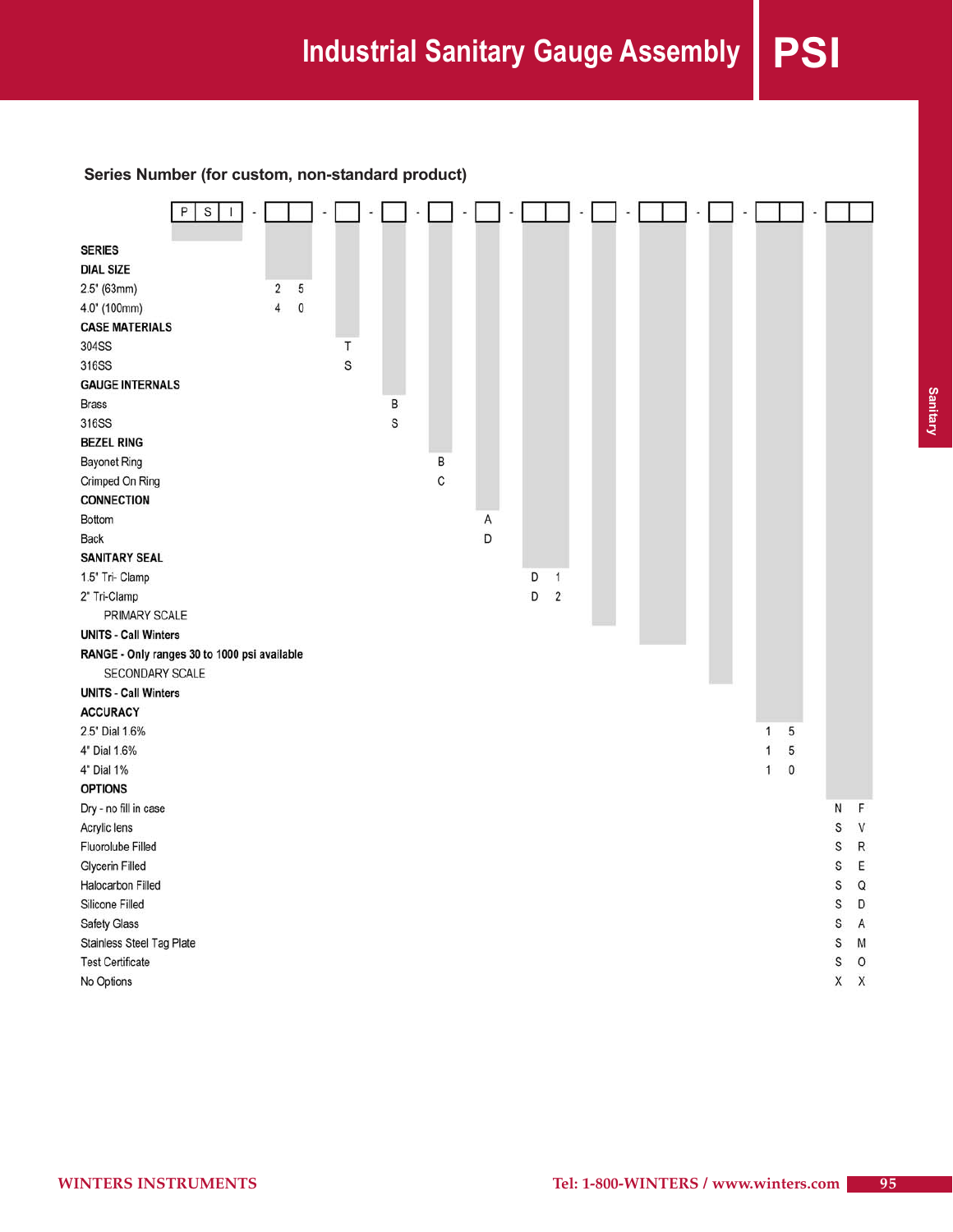# Industrial Sanitary Gauge Assembly

# PSI

Sanitary

## Series Number (for custom, non-standard product)

P S I - ☐☐ - ☐ - ☐ - ☐ - ☐ - ☐☐ - ☐ - ☐☐ - ☐ - ☐☐ - ☐☐

| | |
|---|---|
| **SERIES** | |
| **DIAL SIZE** | |
| 2.5" (63mm) | 2 5 |
| 4.0" (100mm) | 4 0 |
| **CASE MATERIALS** | |
| 304SS | T |
| 316SS | S |
| **GAUGE INTERNALS** | |
| Brass | B |
| 316SS | S |
| **BEZEL RING** | |
| Bayonet Ring | B |
| Crimped On Ring | C |
| **CONNECTION** | |
| Bottom | A |
| Back | D |
| **SANITARY SEAL** | |
| 1.5" Tri- Clamp | D 1 |
| 2" Tri-Clamp | D 2 |
| PRIMARY SCALE | |
| **UNITS - Call Winters** | |
| **RANGE - Only ranges 30 to 1000 psi available** | |
| SECONDARY SCALE | |
| **UNITS - Call Winters** | |
| **ACCURACY** | |
| 2.5" Dial 1.6% | 1 5 |
| 4" Dial 1.6% | 1 5 |
| 4" Dial 1% | 1 0 |
| **OPTIONS** | |
| Dry - no fill in case | N F |
| Acrylic lens | S V |
| Fluorolube Filled | S R |
| Glycerin Filled | S E |
| Halocarbon Filled | S Q |
| Silicone Filled | S D |
| Safety Glass | S A |
| Stainless Steel Tag Plate | S M |
| Test Certificate | S O |
| No Options | X X |